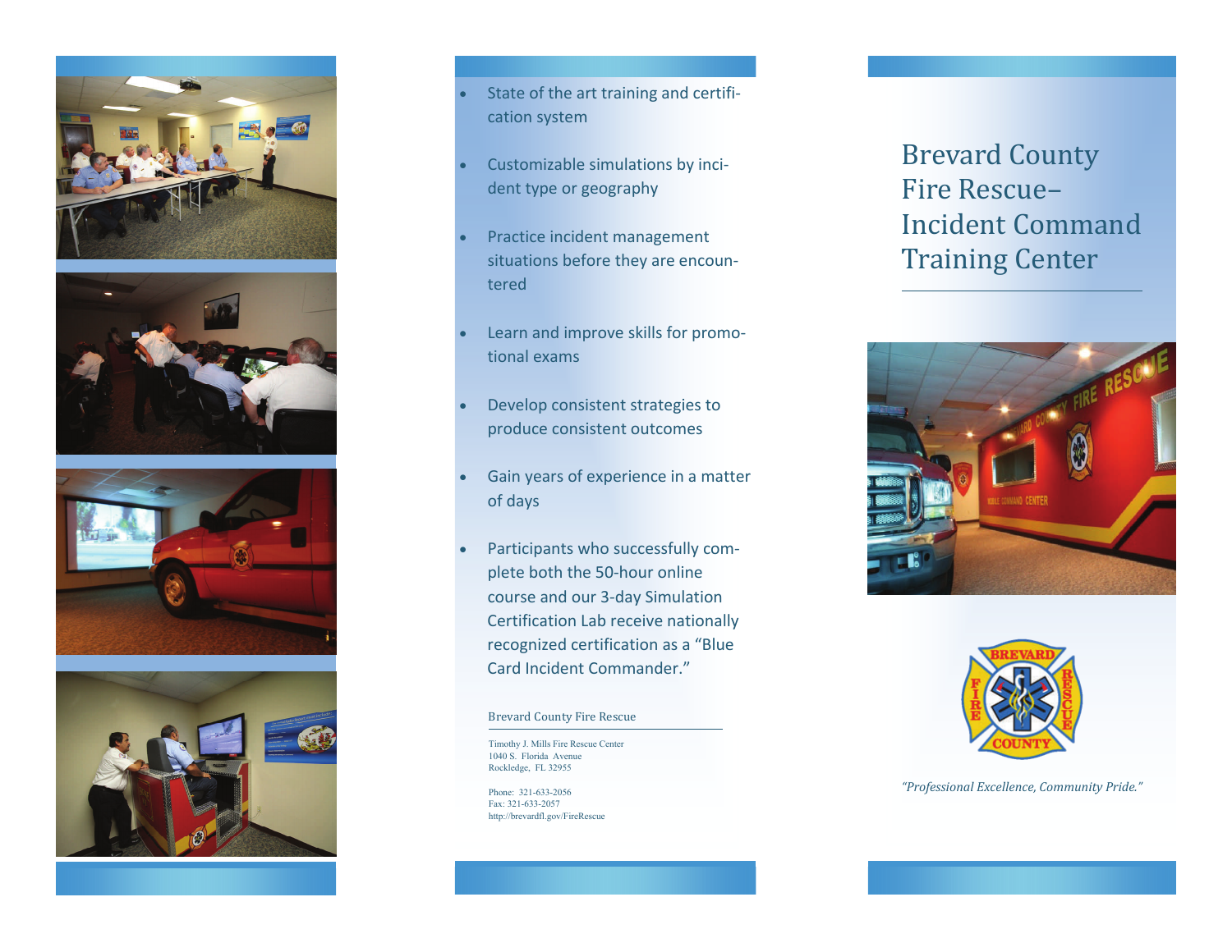- State of the art training and certification system
- Customizable simulations by incident type or geography
- Practice incident management situations before they are encountered
- Learn and improve skills for promotional exams
- Develop consistent strategies to produce consistent outcomes
- Gain years of experience in a matter of days
- Participants who successfully complete both the 50-hour online course and our 3-day Simulation Certification Lab receive nationally recognized certification as a "Blue Card Incident Commander."

Brevard County Fire Rescue

Timothy J. Mills Fire Rescue Center
1040 S. Florida Avenue
Rockledge, FL 32955

Phone: 321-633-2056
Fax: 321-633-2057
http://brevardfl.gov/FireRescue

# Brevard County Fire Rescue– Incident Command Training Center

*"Professional Excellence, Community Pride."*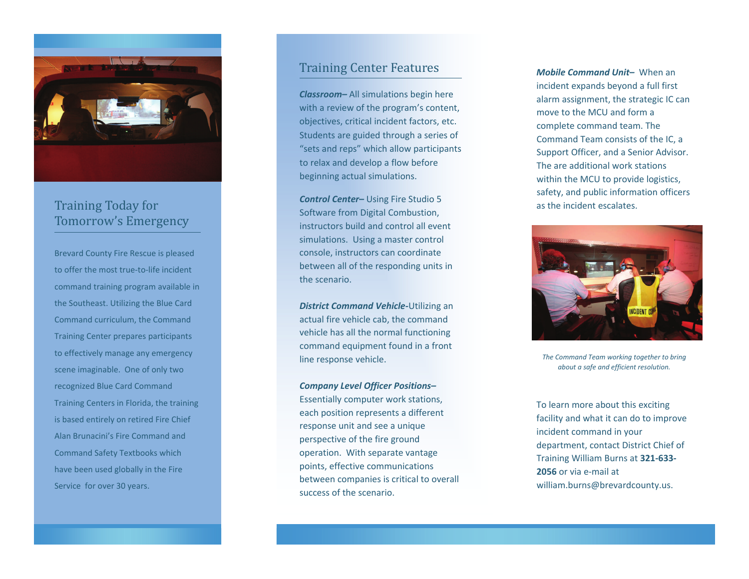## Training Today for Tomorrow's Emergency

Brevard County Fire Rescue is pleased to offer the most true-to-life incident command training program available in the Southeast. Utilizing the Blue Card Command curriculum, the Command Training Center prepares participants to effectively manage any emergency scene imaginable. One of only two recognized Blue Card Command Training Centers in Florida, the training is based entirely on retired Fire Chief Alan Brunacini's Fire Command and Command Safety Textbooks which have been used globally in the Fire Service for over 30 years.

## Training Center Features

***Classroom–*** All simulations begin here with a review of the program's content, objectives, critical incident factors, etc. Students are guided through a series of "sets and reps" which allow participants to relax and develop a flow before beginning actual simulations.

***Control Center–*** Using Fire Studio 5 Software from Digital Combustion, instructors build and control all event simulations. Using a master control console, instructors can coordinate between all of the responding units in the scenario.

***District Command Vehicle-***Utilizing an actual fire vehicle cab, the command vehicle has all the normal functioning command equipment found in a front line response vehicle.

***Company Level Officer Positions–*** Essentially computer work stations, each position represents a different response unit and see a unique perspective of the fire ground operation. With separate vantage points, effective communications between companies is critical to overall success of the scenario.

***Mobile Command Unit–*** When an incident expands beyond a full first alarm assignment, the strategic IC can move to the MCU and form a complete command team. The Command Team consists of the IC, a Support Officer, and a Senior Advisor. The are additional work stations within the MCU to provide logistics, safety, and public information officers as the incident escalates.

*The Command Team working together to bring about a safe and efficient resolution.*

To learn more about this exciting facility and what it can do to improve incident command in your department, contact District Chief of Training William Burns at **321-633-2056** or via e-mail at william.burns@brevardcounty.us.